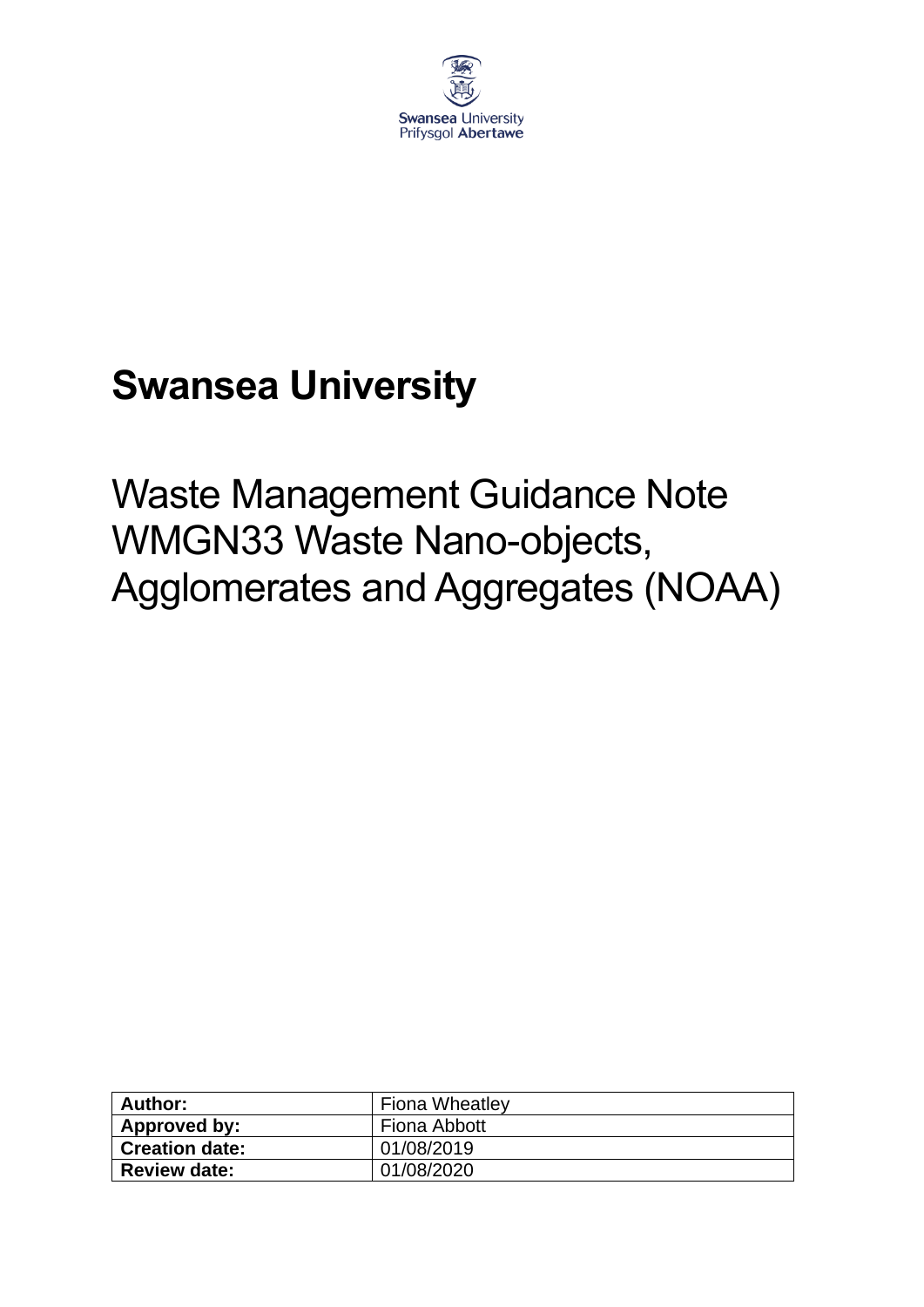Swansea University
Prifysgol Abertawe

# Swansea University

## Waste Management Guidance Note WMGN33 Waste Nano-objects, Agglomerates and Aggregates (NOAA)

| Author: | Fiona Wheatley |
|---|---|
| Approved by: | Fiona Abbott |
| Creation date: | 01/08/2019 |
| Review date: | 01/08/2020 |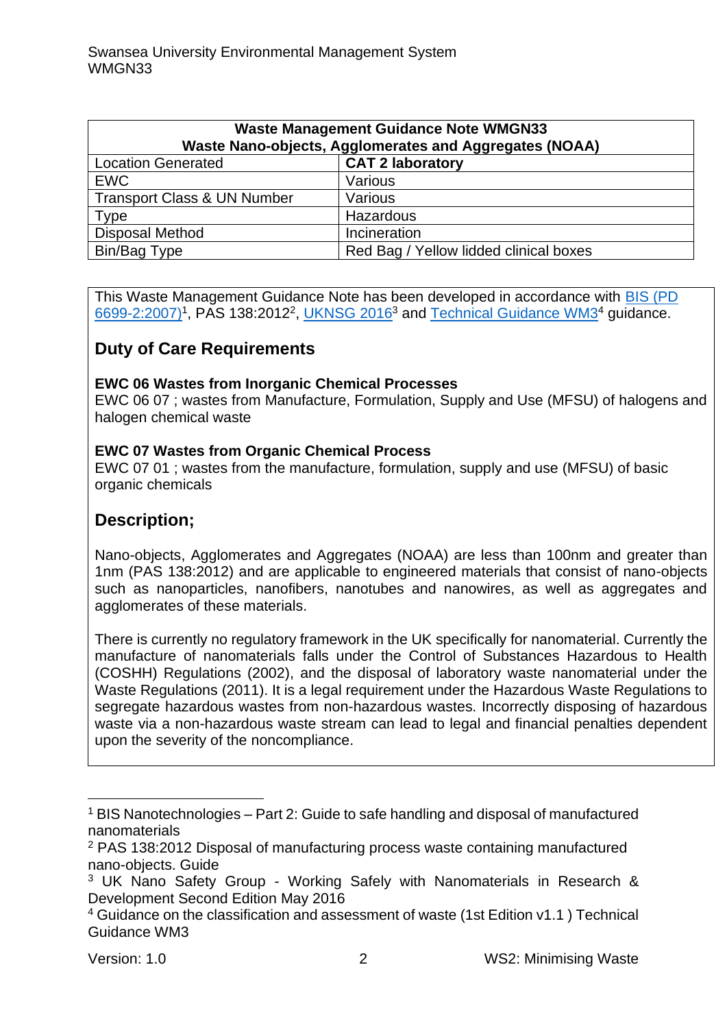| Waste Management Guidance Note WMGN33 Waste Nano-objects, Agglomerates and Aggregates (NOAA) | |
|---|---|
| Location Generated | **CAT 2 laboratory** |
| EWC | Various |
| Transport Class & UN Number | Various |
| Type | Hazardous |
| Disposal Method | Incineration |
| Bin/Bag Type | Red Bag / Yellow lidded clinical boxes |

This Waste Management Guidance Note has been developed in accordance with BIS (PD 6699-2:2007)[1], PAS 138:2012[2], UKNSG 2016[3] and Technical Guidance WM3[4] guidance.

## Duty of Care Requirements

**EWC 06 Wastes from Inorganic Chemical Processes**
EWC 06 07 ; wastes from Manufacture, Formulation, Supply and Use (MFSU) of halogens and halogen chemical waste

**EWC 07 Wastes from Organic Chemical Process**
EWC 07 01 ; wastes from the manufacture, formulation, supply and use (MFSU) of basic organic chemicals

## Description;

Nano-objects, Agglomerates and Aggregates (NOAA) are less than 100nm and greater than 1nm (PAS 138:2012) and are applicable to engineered materials that consist of nano-objects such as nanoparticles, nanofibers, nanotubes and nanowires, as well as aggregates and agglomerates of these materials.

There is currently no regulatory framework in the UK specifically for nanomaterial. Currently the manufacture of nanomaterials falls under the Control of Substances Hazardous to Health (COSHH) Regulations (2002), and the disposal of laboratory waste nanomaterial under the Waste Regulations (2011). It is a legal requirement under the Hazardous Waste Regulations to segregate hazardous wastes from non-hazardous wastes. Incorrectly disposing of hazardous waste via a non-hazardous waste stream can lead to legal and financial penalties dependent upon the severity of the noncompliance.

---

[1] BIS Nanotechnologies – Part 2: Guide to safe handling and disposal of manufactured nanomaterials

[2] PAS 138:2012 Disposal of manufacturing process waste containing manufactured nano-objects. Guide

[3] UK Nano Safety Group - Working Safely with Nanomaterials in Research & Development Second Edition May 2016

[4] Guidance on the classification and assessment of waste (1st Edition v1.1 ) Technical Guidance WM3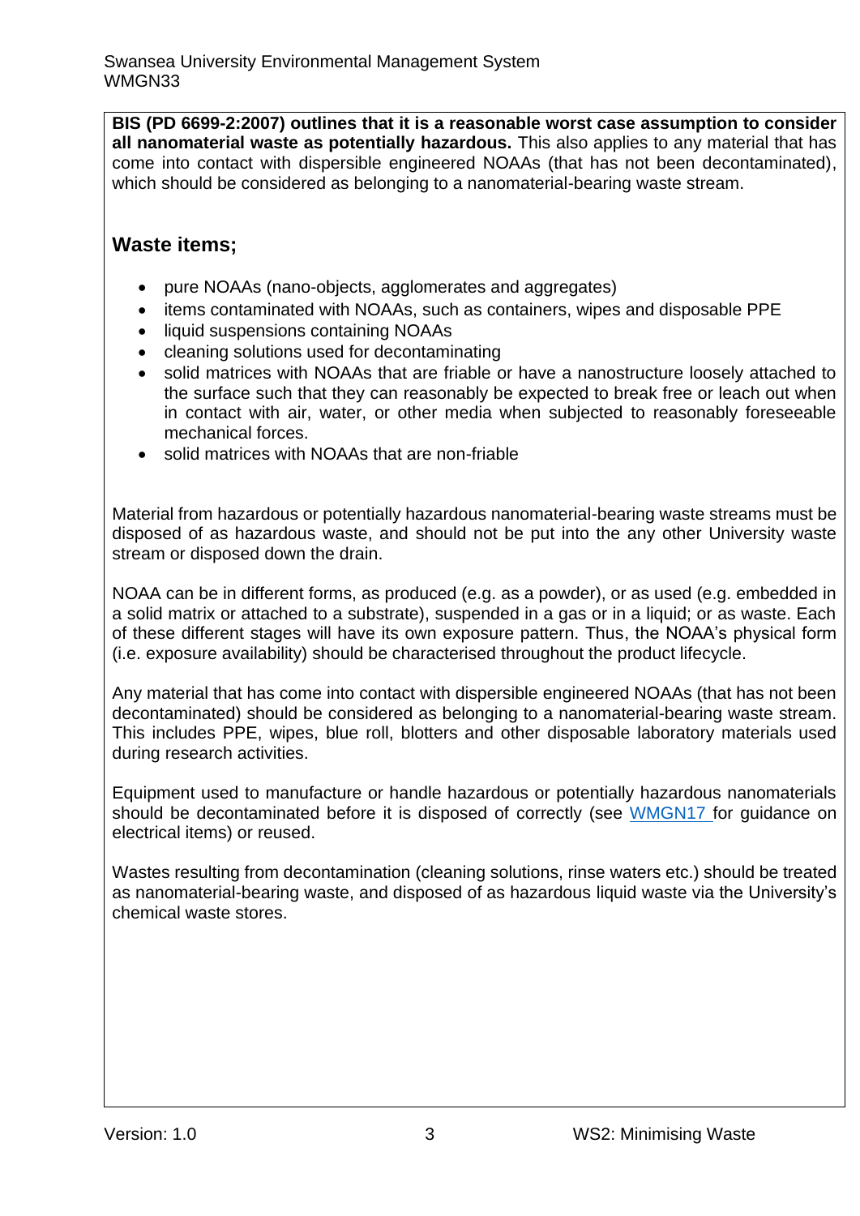**BIS (PD 6699-2:2007) outlines that it is a reasonable worst case assumption to consider all nanomaterial waste as potentially hazardous.** This also applies to any material that has come into contact with dispersible engineered NOAAs (that has not been decontaminated), which should be considered as belonging to a nanomaterial-bearing waste stream.

## Waste items;

- pure NOAAs (nano-objects, agglomerates and aggregates)
- items contaminated with NOAAs, such as containers, wipes and disposable PPE
- liquid suspensions containing NOAAs
- cleaning solutions used for decontaminating
- solid matrices with NOAAs that are friable or have a nanostructure loosely attached to the surface such that they can reasonably be expected to break free or leach out when in contact with air, water, or other media when subjected to reasonably foreseeable mechanical forces.
- solid matrices with NOAAs that are non-friable

Material from hazardous or potentially hazardous nanomaterial-bearing waste streams must be disposed of as hazardous waste, and should not be put into the any other University waste stream or disposed down the drain.

NOAA can be in different forms, as produced (e.g. as a powder), or as used (e.g. embedded in a solid matrix or attached to a substrate), suspended in a gas or in a liquid; or as waste. Each of these different stages will have its own exposure pattern. Thus, the NOAA's physical form (i.e. exposure availability) should be characterised throughout the product lifecycle.

Any material that has come into contact with dispersible engineered NOAAs (that has not been decontaminated) should be considered as belonging to a nanomaterial-bearing waste stream. This includes PPE, wipes, blue roll, blotters and other disposable laboratory materials used during research activities.

Equipment used to manufacture or handle hazardous or potentially hazardous nanomaterials should be decontaminated before it is disposed of correctly (see WMGN17 for guidance on electrical items) or reused.

Wastes resulting from decontamination (cleaning solutions, rinse waters etc.) should be treated as nanomaterial-bearing waste, and disposed of as hazardous liquid waste via the University's chemical waste stores.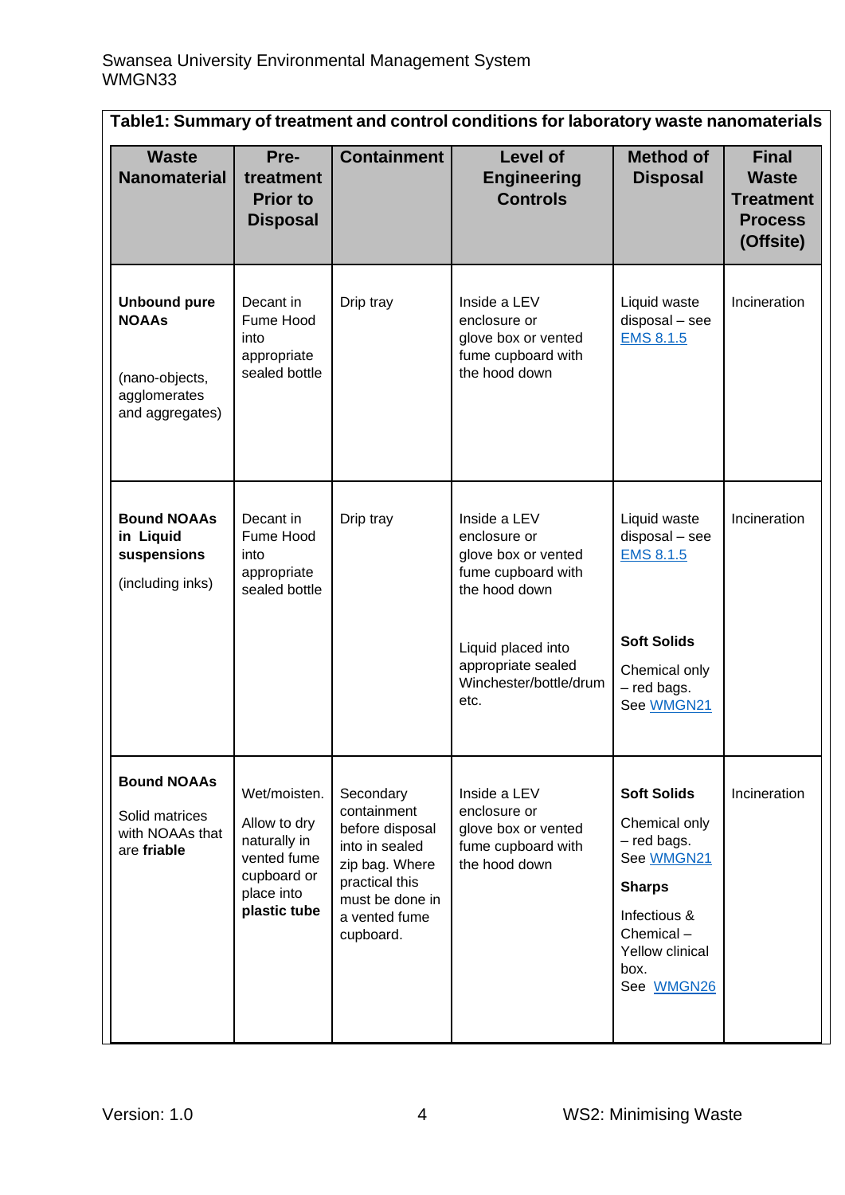**Table1: Summary of treatment and control conditions for laboratory waste nanomaterials**

| Waste Nanomaterial | Pre-treatment Prior to Disposal | Containment | Level of Engineering Controls | Method of Disposal | Final Waste Treatment Process (Offsite) |
|---|---|---|---|---|---|
| **Unbound pure NOAAs**<br><br>(nano-objects, agglomerates and aggregates) | Decant in Fume Hood into appropriate sealed bottle | Drip tray | Inside a LEV enclosure or glove box or vented fume cupboard with the hood down | Liquid waste disposal – see EMS 8.1.5 | Incineration |
| **Bound NOAAs in Liquid suspensions**<br><br>(including inks) | Decant in Fume Hood into appropriate sealed bottle | Drip tray | Inside a LEV enclosure or glove box or vented fume cupboard with the hood down<br><br>Liquid placed into appropriate sealed Winchester/bottle/drum etc. | Liquid waste disposal – see EMS 8.1.5<br><br>**Soft Solids**<br><br>Chemical only – red bags. See WMGN21 | Incineration |
| **Bound NOAAs**<br><br>Solid matrices with NOAAs that are **friable** | Wet/moisten.<br><br>Allow to dry naturally in vented fume cupboard or place into **plastic tube** | Secondary containment before disposal into in sealed zip bag. Where practical this must be done in a vented fume cupboard. | Inside a LEV enclosure or glove box or vented fume cupboard with the hood down | **Soft Solids**<br><br>Chemical only – red bags. See WMGN21<br><br>**Sharps**<br><br>Infectious & Chemical – Yellow clinical box. See WMGN26 | Incineration |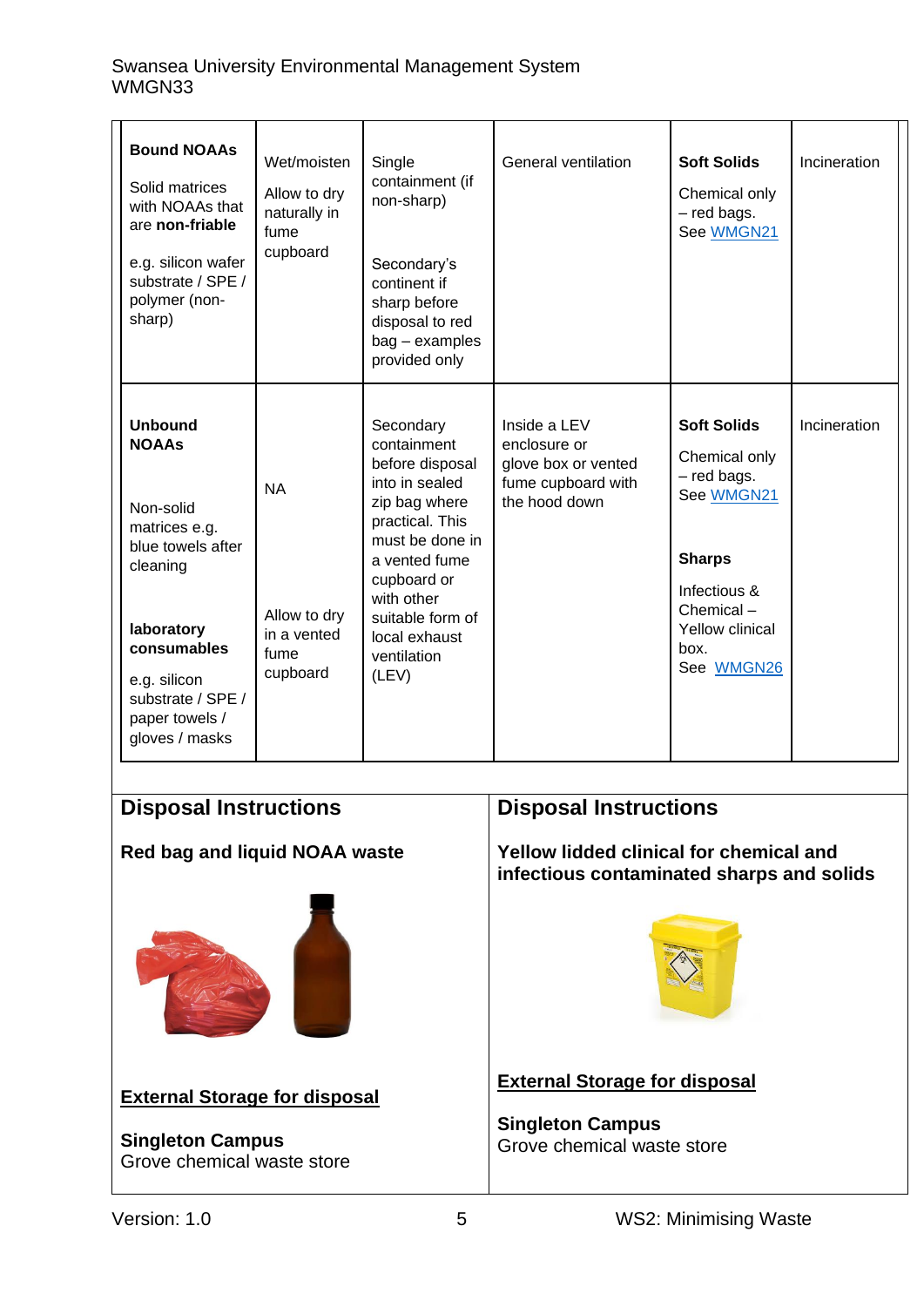| | | | | | |
|---|---|---|---|---|---|
| **Bound NOAAs**<br><br>Solid matrices with NOAAs that are **non-friable**<br><br>e.g. silicon wafer substrate / SPE / polymer (non-sharp) | Wet/moisten<br><br>Allow to dry naturally in fume cupboard | Single containment (if non-sharp)<br><br>Secondary's continent if sharp before disposal to red bag – examples provided only | General ventilation | **Soft Solids**<br><br>Chemical only – red bags. See WMGN21 | Incineration |
| **Unbound NOAAs**<br><br>Non-solid matrices e.g. blue towels after cleaning<br><br>**laboratory consumables**<br><br>e.g. silicon substrate / SPE / paper towels / gloves / masks | NA<br><br>Allow to dry in a vented fume cupboard | Secondary containment before disposal into in sealed zip bag where practical. This must be done in a vented fume cupboard or with other suitable form of local exhaust ventilation (LEV) | Inside a LEV enclosure or glove box or vented fume cupboard with the hood down | **Soft Solids**<br><br>Chemical only – red bags. See WMGN21<br><br>**Sharps**<br><br>Infectious & Chemical – Yellow clinical box. See WMGN26 | Incineration |

## Disposal Instructions

**Red bag and liquid NOAA waste**

**External Storage for disposal**

**Singleton Campus**
Grove chemical waste store

## Disposal Instructions

**Yellow lidded clinical for chemical and infectious contaminated sharps and solids**

**External Storage for disposal**

**Singleton Campus**
Grove chemical waste store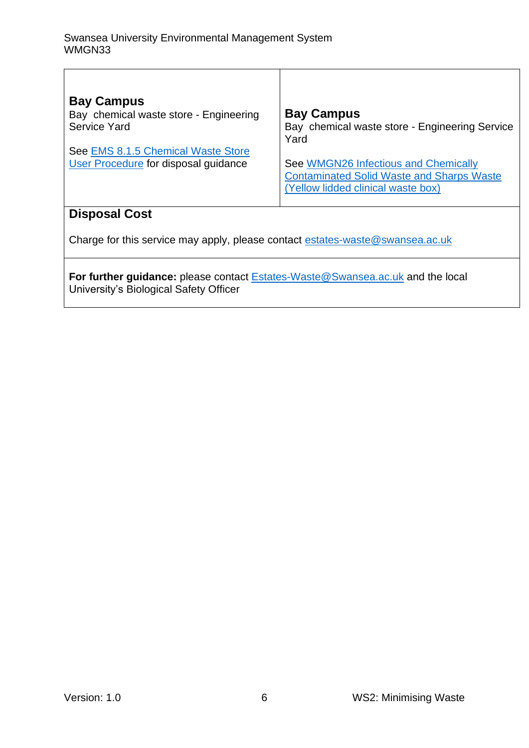| | |
|---|---|
| **Bay Campus**<br>Bay chemical waste store - Engineering Service Yard<br><br>See EMS 8.1.5 Chemical Waste Store User Procedure for disposal guidance | **Bay Campus**<br>Bay chemical waste store - Engineering Service Yard<br><br>See WMGN26 Infectious and Chemically Contaminated Solid Waste and Sharps Waste (Yellow lidded clinical waste box) |
| **Disposal Cost**<br><br>Charge for this service may apply, please contact estates-waste@swansea.ac.uk | |
| **For further guidance:** please contact Estates-Waste@Swansea.ac.uk and the local University's Biological Safety Officer | |